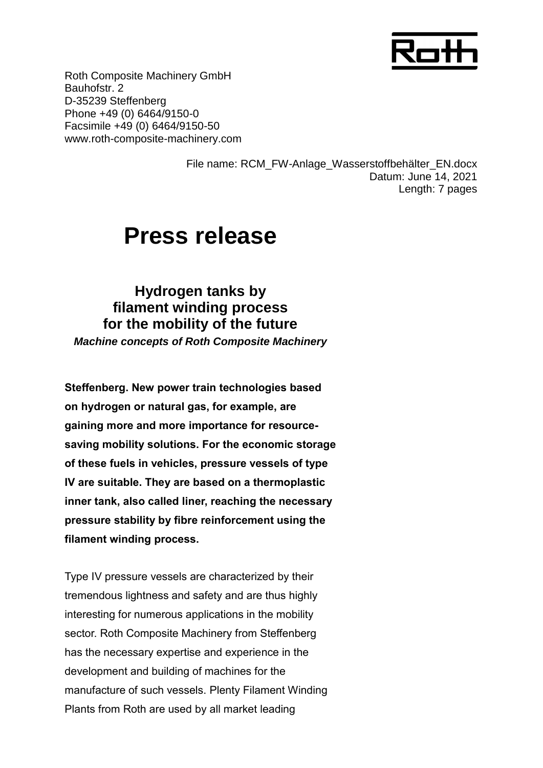Roth Composite Machinery GmbH
Bauhofstr. 2
D-35239 Steffenberg
Phone +49 (0) 6464/9150-0
Facsimile +49 (0) 6464/9150-50
www.roth-composite-machinery.com

File name: RCM_FW-Anlage_Wasserstoffbehälter_EN.docx
Datum: June 14, 2021
Length: 7 pages

# Press release

## Hydrogen tanks by filament winding process for the mobility of the future

***Machine concepts of Roth Composite Machinery***

**Steffenberg. New power train technologies based on hydrogen or natural gas, for example, are gaining more and more importance for resource-saving mobility solutions. For the economic storage of these fuels in vehicles, pressure vessels of type IV are suitable. They are based on a thermoplastic inner tank, also called liner, reaching the necessary pressure stability by fibre reinforcement using the filament winding process.**

Type IV pressure vessels are characterized by their tremendous lightness and safety and are thus highly interesting for numerous applications in the mobility sector. Roth Composite Machinery from Steffenberg has the necessary expertise and experience in the development and building of machines for the manufacture of such vessels. Plenty Filament Winding Plants from Roth are used by all market leading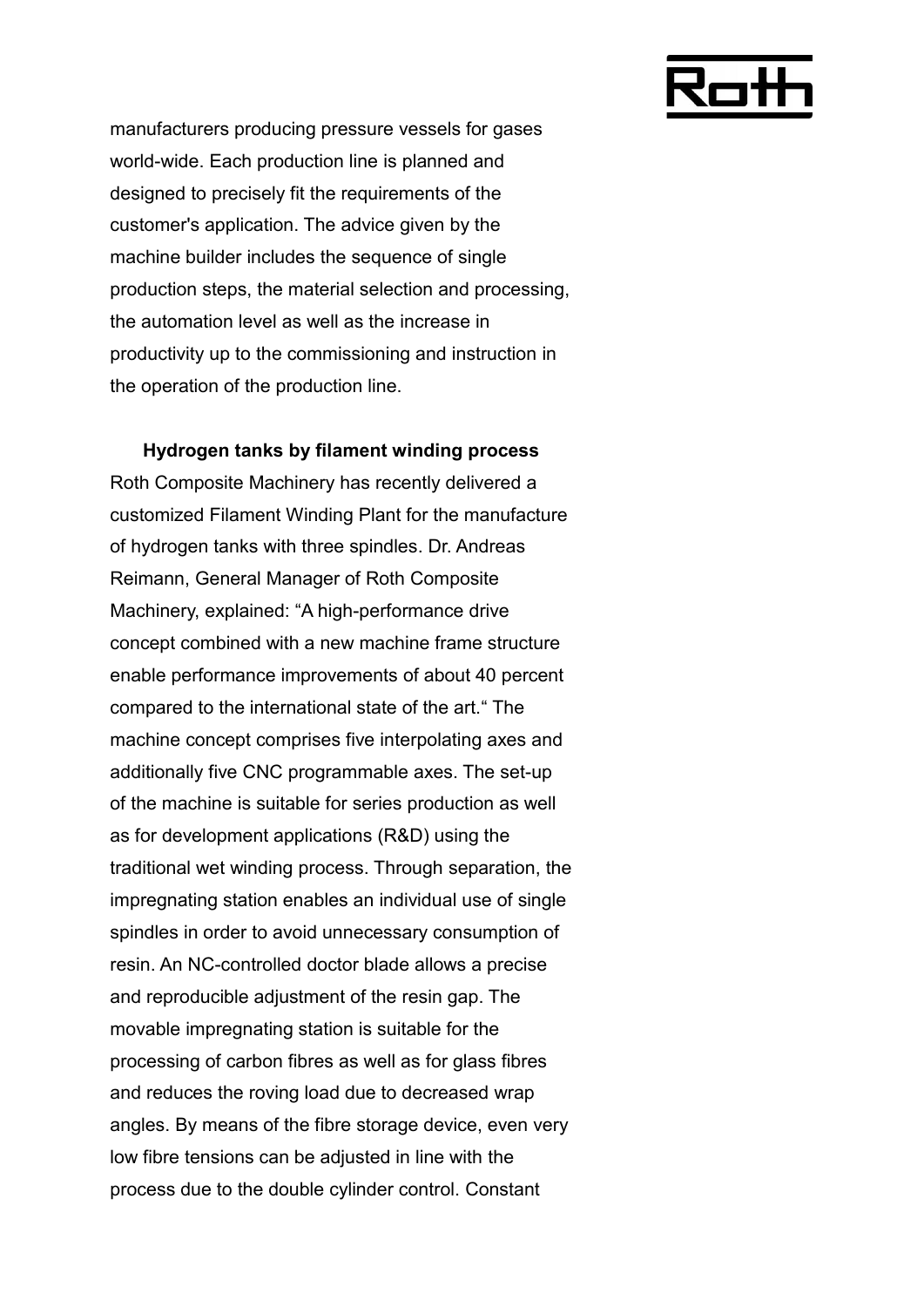manufacturers producing pressure vessels for gases world-wide. Each production line is planned and designed to precisely fit the requirements of the customer's application. The advice given by the machine builder includes the sequence of single production steps, the material selection and processing, the automation level as well as the increase in productivity up to the commissioning and instruction in the operation of the production line.

**Hydrogen tanks by filament winding process**

Roth Composite Machinery has recently delivered a customized Filament Winding Plant for the manufacture of hydrogen tanks with three spindles. Dr. Andreas Reimann, General Manager of Roth Composite Machinery, explained: "A high-performance drive concept combined with a new machine frame structure enable performance improvements of about 40 percent compared to the international state of the art." The machine concept comprises five interpolating axes and additionally five CNC programmable axes. The set-up of the machine is suitable for series production as well as for development applications (R&D) using the traditional wet winding process. Through separation, the impregnating station enables an individual use of single spindles in order to avoid unnecessary consumption of resin. An NC-controlled doctor blade allows a precise and reproducible adjustment of the resin gap. The movable impregnating station is suitable for the processing of carbon fibres as well as for glass fibres and reduces the roving load due to decreased wrap angles. By means of the fibre storage device, even very low fibre tensions can be adjusted in line with the process due to the double cylinder control. Constant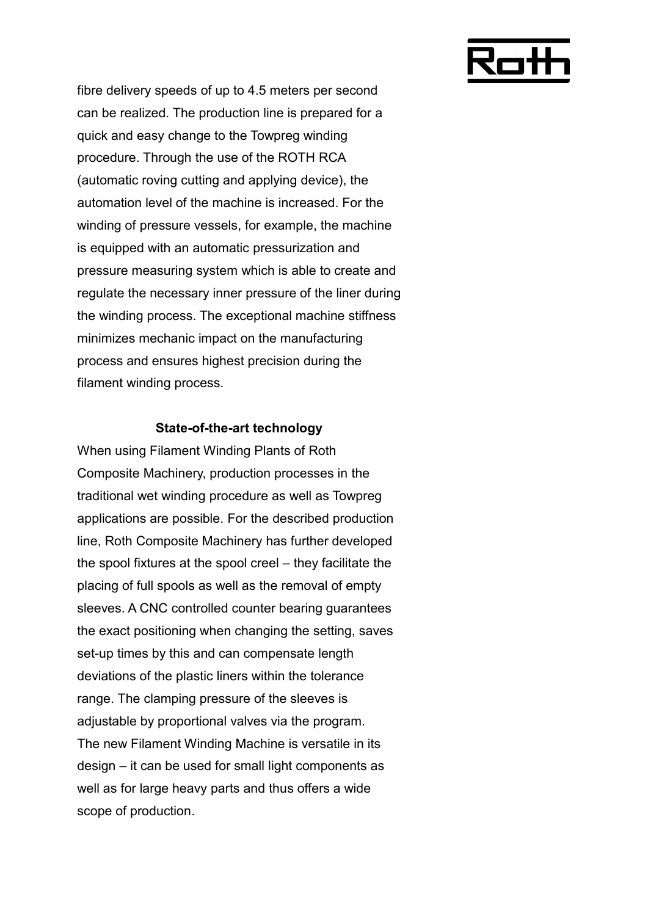fibre delivery speeds of up to 4.5 meters per second can be realized. The production line is prepared for a quick and easy change to the Towpreg winding procedure. Through the use of the ROTH RCA (automatic roving cutting and applying device), the automation level of the machine is increased. For the winding of pressure vessels, for example, the machine is equipped with an automatic pressurization and pressure measuring system which is able to create and regulate the necessary inner pressure of the liner during the winding process. The exceptional machine stiffness minimizes mechanic impact on the manufacturing process and ensures highest precision during the filament winding process.

**State-of-the-art technology**

When using Filament Winding Plants of Roth Composite Machinery, production processes in the traditional wet winding procedure as well as Towpreg applications are possible. For the described production line, Roth Composite Machinery has further developed the spool fixtures at the spool creel – they facilitate the placing of full spools as well as the removal of empty sleeves. A CNC controlled counter bearing guarantees the exact positioning when changing the setting, saves set-up times by this and can compensate length deviations of the plastic liners within the tolerance range. The clamping pressure of the sleeves is adjustable by proportional valves via the program.
The new Filament Winding Machine is versatile in its design – it can be used for small light components as well as for large heavy parts and thus offers a wide scope of production.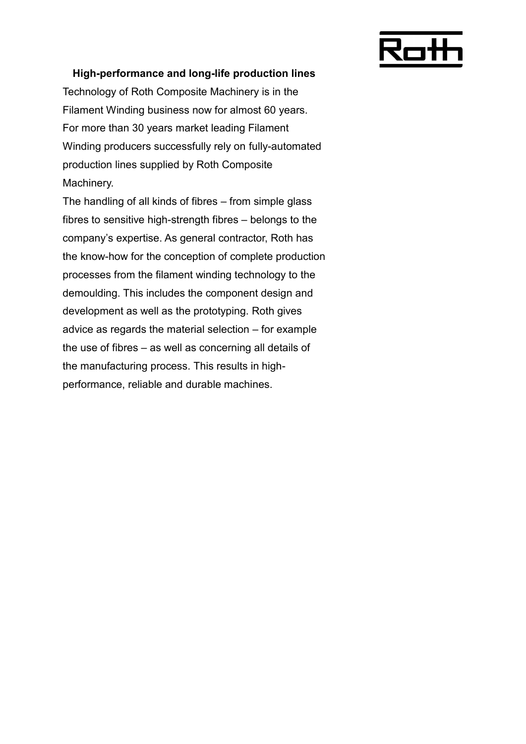**High-performance and long-life production lines**

Technology of Roth Composite Machinery is in the Filament Winding business now for almost 60 years. For more than 30 years market leading Filament Winding producers successfully rely on fully-automated production lines supplied by Roth Composite Machinery.

The handling of all kinds of fibres – from simple glass fibres to sensitive high-strength fibres – belongs to the company's expertise. As general contractor, Roth has the know-how for the conception of complete production processes from the filament winding technology to the demoulding. This includes the component design and development as well as the prototyping. Roth gives advice as regards the material selection – for example the use of fibres – as well as concerning all details of the manufacturing process. This results in high-performance, reliable and durable machines.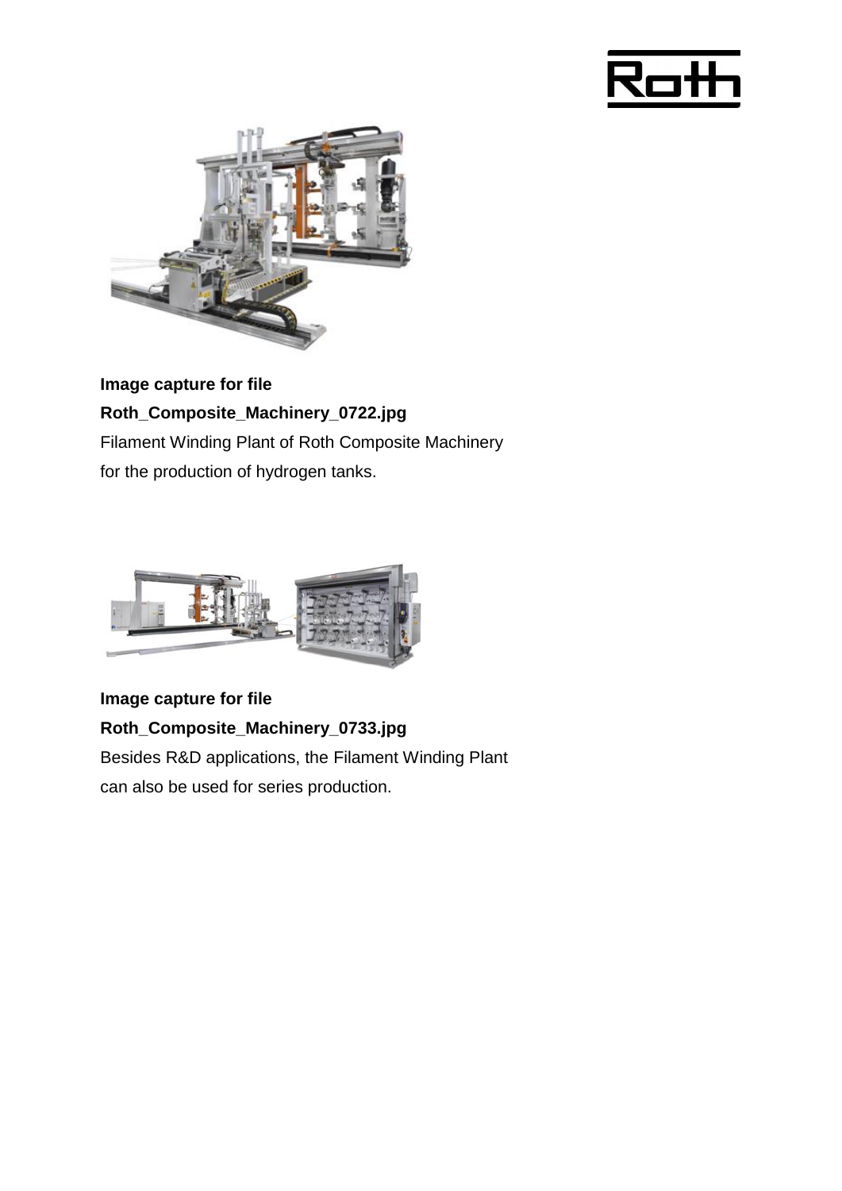**Image capture for file**
**Roth_Composite_Machinery_0722.jpg**
Filament Winding Plant of Roth Composite Machinery
for the production of hydrogen tanks.

**Image capture for file**
**Roth_Composite_Machinery_0733.jpg**
Besides R&D applications, the Filament Winding Plant
can also be used for series production.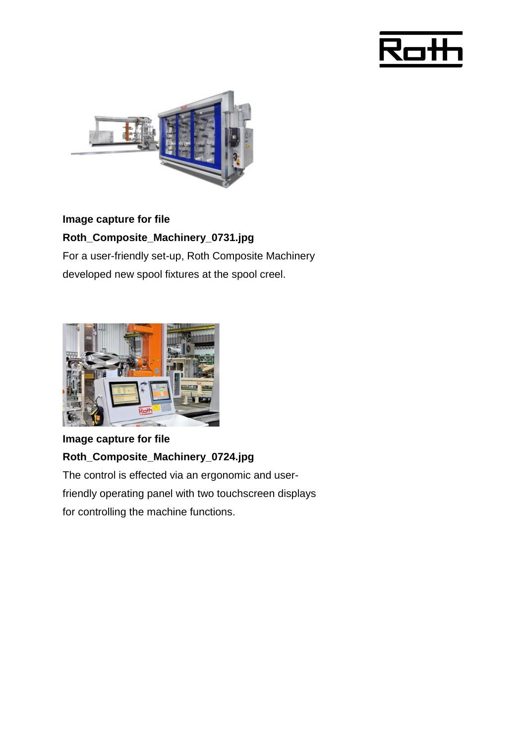**Image capture for file**
**Roth_Composite_Machinery_0731.jpg**
For a user-friendly set-up, Roth Composite Machinery developed new spool fixtures at the spool creel.

**Image capture for file**
**Roth_Composite_Machinery_0724.jpg**
The control is effected via an ergonomic and user-friendly operating panel with two touchscreen displays for controlling the machine functions.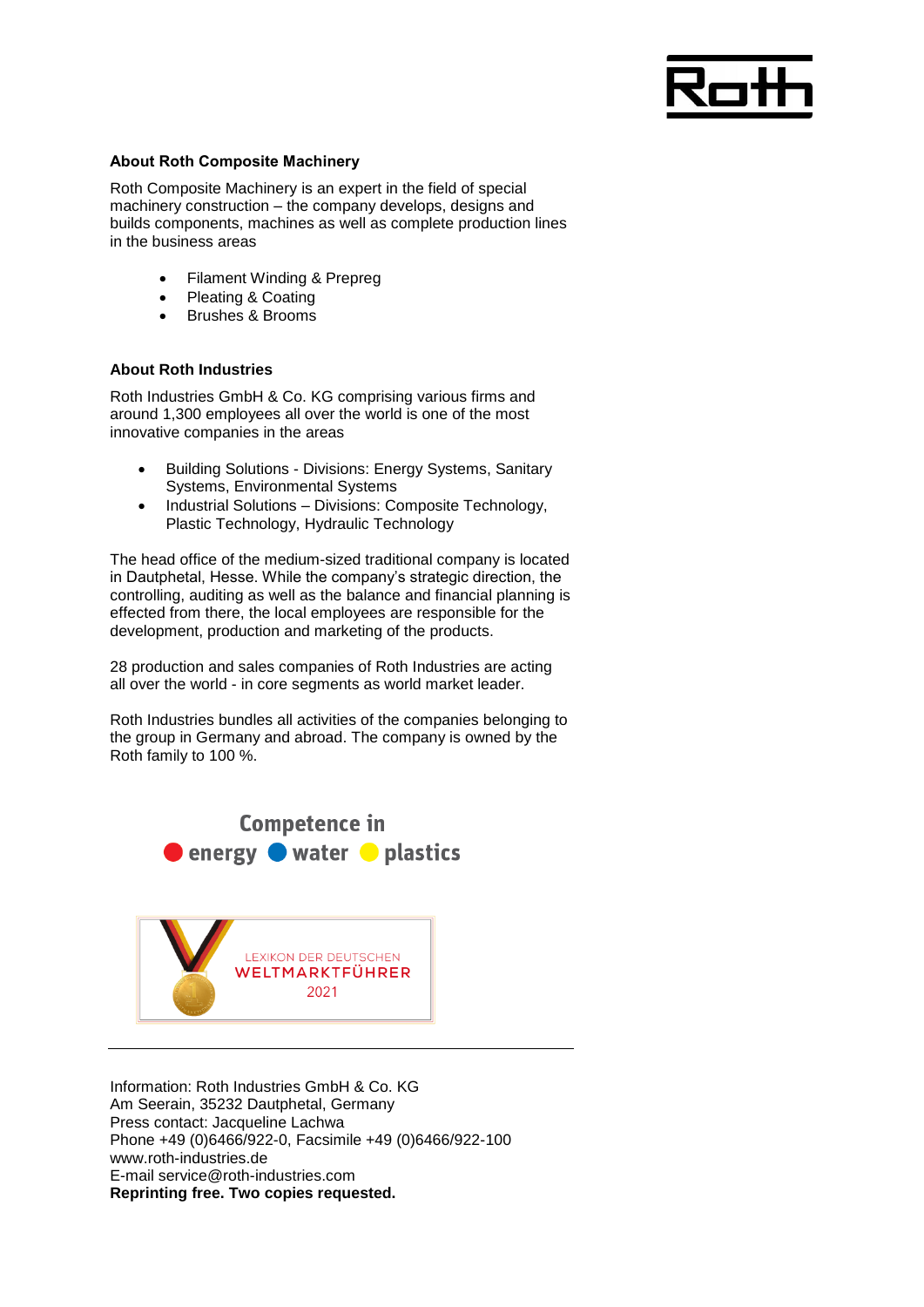**About Roth Composite Machinery**

Roth Composite Machinery is an expert in the field of special machinery construction – the company develops, designs and builds components, machines as well as complete production lines in the business areas

- Filament Winding & Prepreg
- Pleating & Coating
- Brushes & Brooms

**About Roth Industries**

Roth Industries GmbH & Co. KG comprising various firms and around 1,300 employees all over the world is one of the most innovative companies in the areas

- Building Solutions - Divisions: Energy Systems, Sanitary Systems, Environmental Systems
- Industrial Solutions – Divisions: Composite Technology, Plastic Technology, Hydraulic Technology

The head office of the medium-sized traditional company is located in Dautphetal, Hesse. While the company's strategic direction, the controlling, auditing as well as the balance and financial planning is effected from there, the local employees are responsible for the development, production and marketing of the products.

28 production and sales companies of Roth Industries are acting all over the world - in core segments as world market leader.

Roth Industries bundles all activities of the companies belonging to the group in Germany and abroad. The company is owned by the Roth family to 100 %.

Competence in
energy water plastics

LEXIKON DER DEUTSCHEN
WELTMARKTFÜHRER
2021

---

Information: Roth Industries GmbH & Co. KG
Am Seerain, 35232 Dautphetal, Germany
Press contact: Jacqueline Lachwa
Phone +49 (0)6466/922-0, Facsimile +49 (0)6466/922-100
www.roth-industries.de
E-mail service@roth-industries.com
**Reprinting free. Two copies requested.**